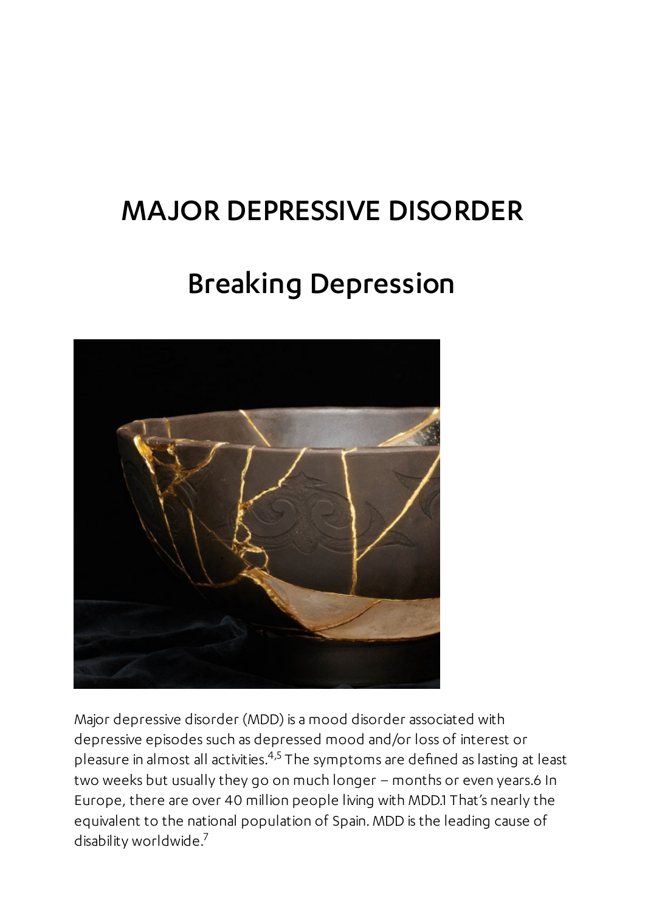# MAJOR DEPRESSIVE DISORDER

## Breaking Depression

Major depressive disorder (MDD) is a mood disorder associated with depressive episodes such as depressed mood and/or loss of interest or pleasure in almost all activities.[4,5] The symptoms are defined as lasting at least two weeks but usually they go on much longer – months or even years.6 In Europe, there are over 40 million people living with MDD.1 That's nearly the equivalent to the national population of Spain. MDD is the leading cause of disability worldwide.[7]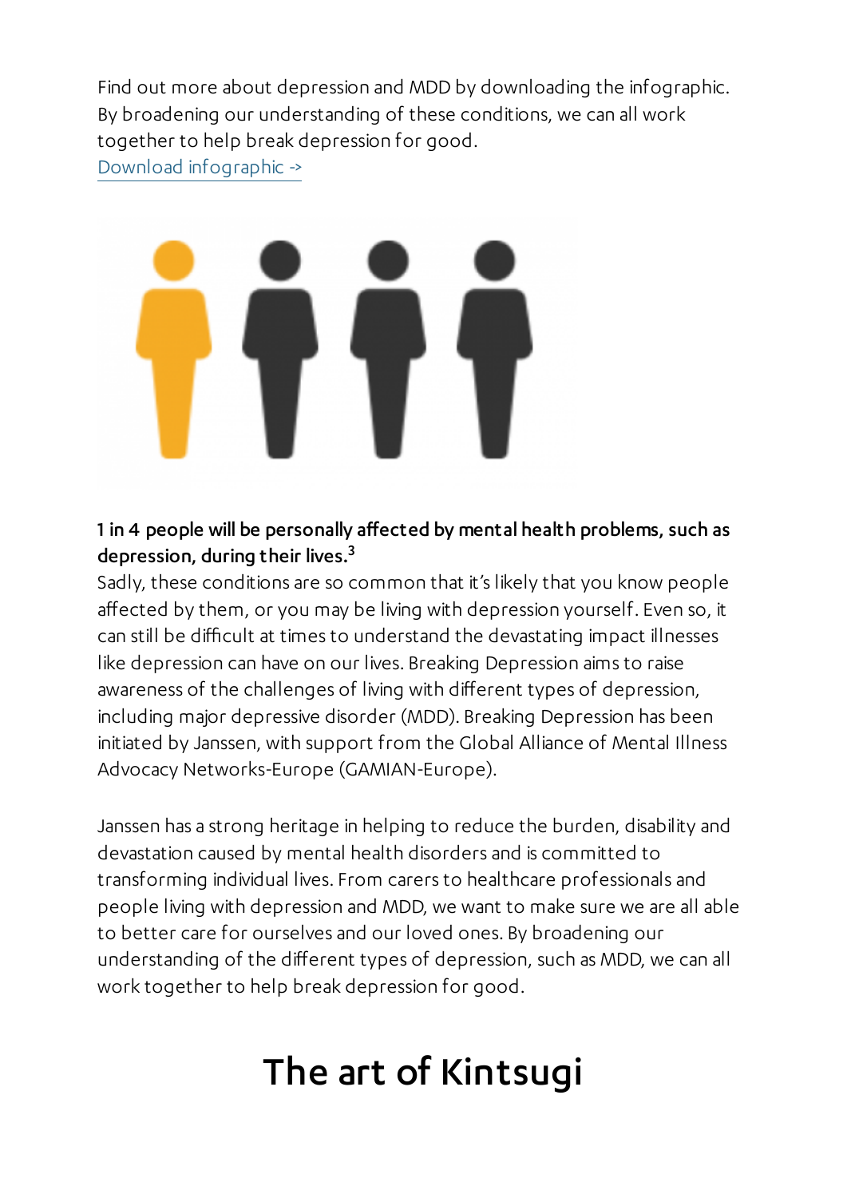Find out more about depression and MDD by downloading the infographic. By broadening our understanding of these conditions, we can all work together to help break depression for good.
Download infographic ->

**1 in 4 people will be personally affected by mental health problems, such as depression, during their lives.[3]**
Sadly, these conditions are so common that it's likely that you know people affected by them, or you may be living with depression yourself. Even so, it can still be difficult at times to understand the devastating impact illnesses like depression can have on our lives. Breaking Depression aims to raise awareness of the challenges of living with different types of depression, including major depressive disorder (MDD). Breaking Depression has been initiated by Janssen, with support from the Global Alliance of Mental Illness Advocacy Networks-Europe (GAMIAN-Europe).

Janssen has a strong heritage in helping to reduce the burden, disability and devastation caused by mental health disorders and is committed to transforming individual lives. From carers to healthcare professionals and people living with depression and MDD, we want to make sure we are all able to better care for ourselves and our loved ones. By broadening our understanding of the different types of depression, such as MDD, we can all work together to help break depression for good.

# The art of Kintsugi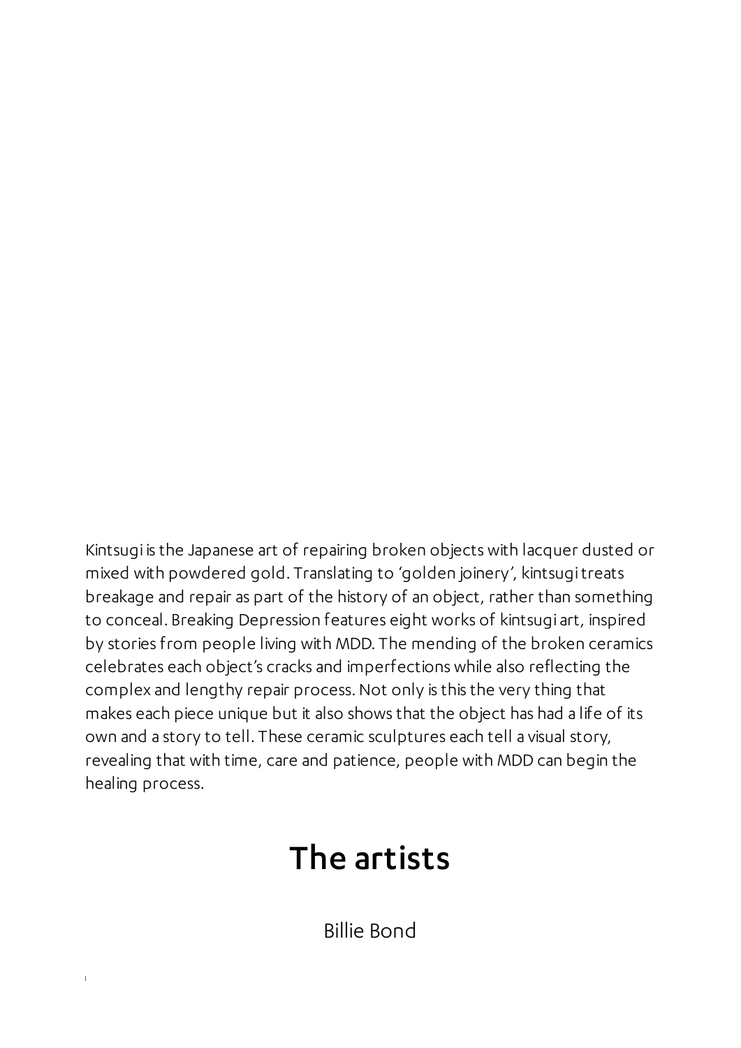Kintsugi is the Japanese art of repairing broken objects with lacquer dusted or mixed with powdered gold. Translating to 'golden joinery', kintsugi treats breakage and repair as part of the history of an object, rather than something to conceal. Breaking Depression features eight works of kintsugi art, inspired by stories from people living with MDD. The mending of the broken ceramics celebrates each object's cracks and imperfections while also reflecting the complex and lengthy repair process. Not only is this the very thing that makes each piece unique but it also shows that the object has had a life of its own and a story to tell. These ceramic sculptures each tell a visual story, revealing that with time, care and patience, people with MDD can begin the healing process.

# The artists

Billie Bond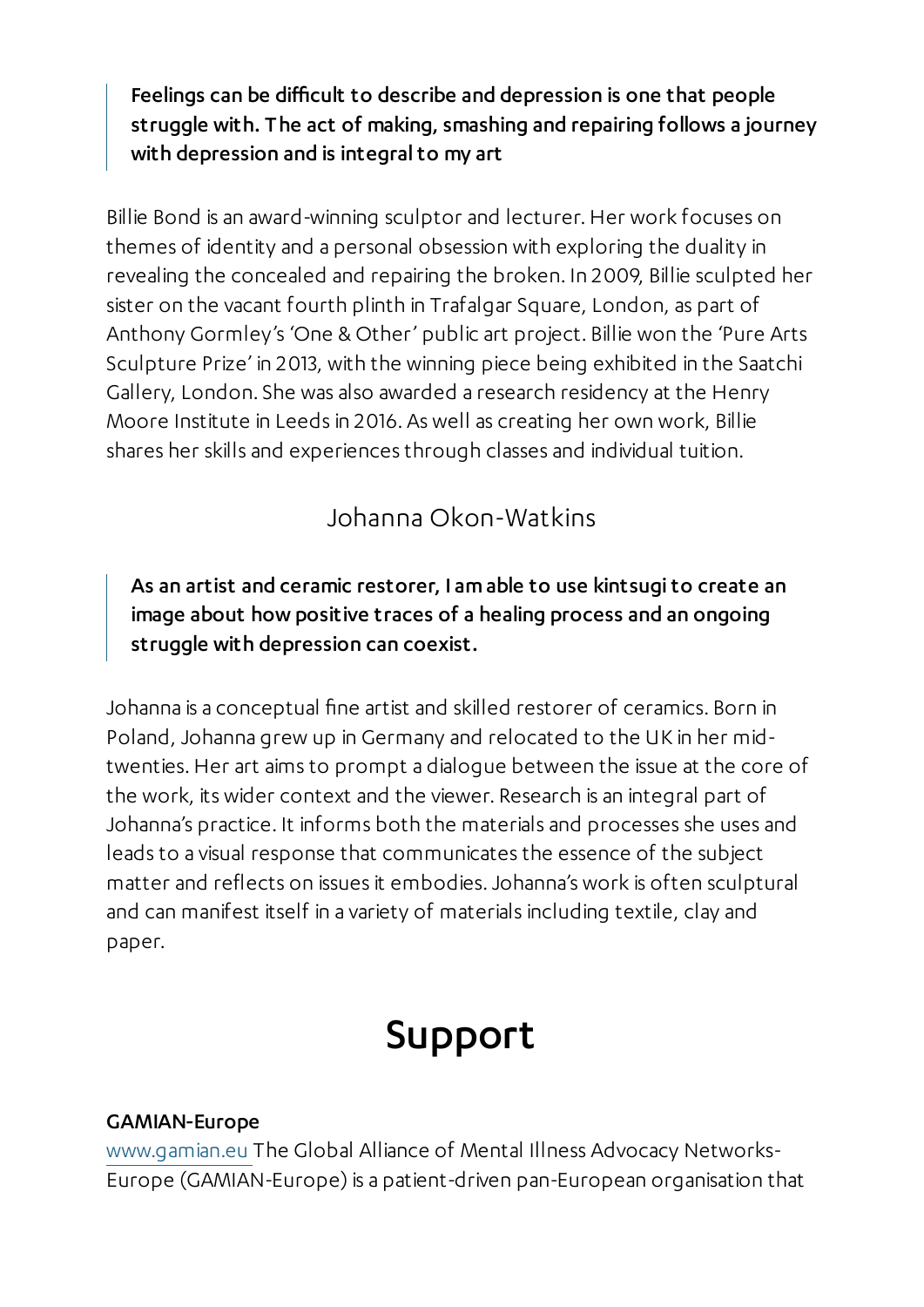> **Feelings can be difficult to describe and depression is one that people struggle with. The act of making, smashing and repairing follows a journey with depression and is integral to my art**

Billie Bond is an award-winning sculptor and lecturer. Her work focuses on themes of identity and a personal obsession with exploring the duality in revealing the concealed and repairing the broken. In 2009, Billie sculpted her sister on the vacant fourth plinth in Trafalgar Square, London, as part of Anthony Gormley's 'One & Other' public art project. Billie won the 'Pure Arts Sculpture Prize' in 2013, with the winning piece being exhibited in the Saatchi Gallery, London. She was also awarded a research residency at the Henry Moore Institute in Leeds in 2016. As well as creating her own work, Billie shares her skills and experiences through classes and individual tuition.

### Johanna Okon-Watkins

> **As an artist and ceramic restorer, I am able to use kintsugi to create an image about how positive traces of a healing process and an ongoing struggle with depression can coexist.**

Johanna is a conceptual fine artist and skilled restorer of ceramics. Born in Poland, Johanna grew up in Germany and relocated to the UK in her mid-twenties. Her art aims to prompt a dialogue between the issue at the core of the work, its wider context and the viewer. Research is an integral part of Johanna's practice. It informs both the materials and processes she uses and leads to a visual response that communicates the essence of the subject matter and reflects on issues it embodies. Johanna's work is often sculptural and can manifest itself in a variety of materials including textile, clay and paper.

## Support

**GAMIAN-Europe**
[www.gamian.eu](http://www.gamian.eu) The Global Alliance of Mental Illness Advocacy Networks-Europe (GAMIAN-Europe) is a patient-driven pan-European organisation that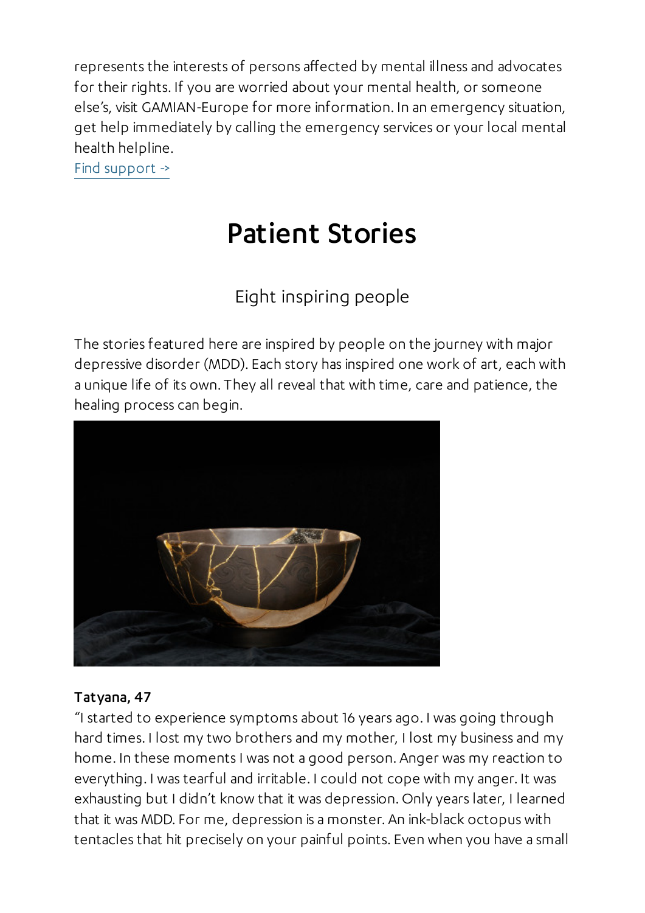represents the interests of persons affected by mental illness and advocates for their rights. If you are worried about your mental health, or someone else's, visit GAMIAN-Europe for more information. In an emergency situation, get help immediately by calling the emergency services or your local mental health helpline.

Find support ->

# Patient Stories

## Eight inspiring people

The stories featured here are inspired by people on the journey with major depressive disorder (MDD). Each story has inspired one work of art, each with a unique life of its own. They all reveal that with time, care and patience, the healing process can begin.

**Tatyana, 47**

"I started to experience symptoms about 16 years ago. I was going through hard times. I lost my two brothers and my mother, I lost my business and my home. In these moments I was not a good person. Anger was my reaction to everything. I was tearful and irritable. I could not cope with my anger. It was exhausting but I didn't know that it was depression. Only years later, I learned that it was MDD. For me, depression is a monster. An ink-black octopus with tentacles that hit precisely on your painful points. Even when you have a small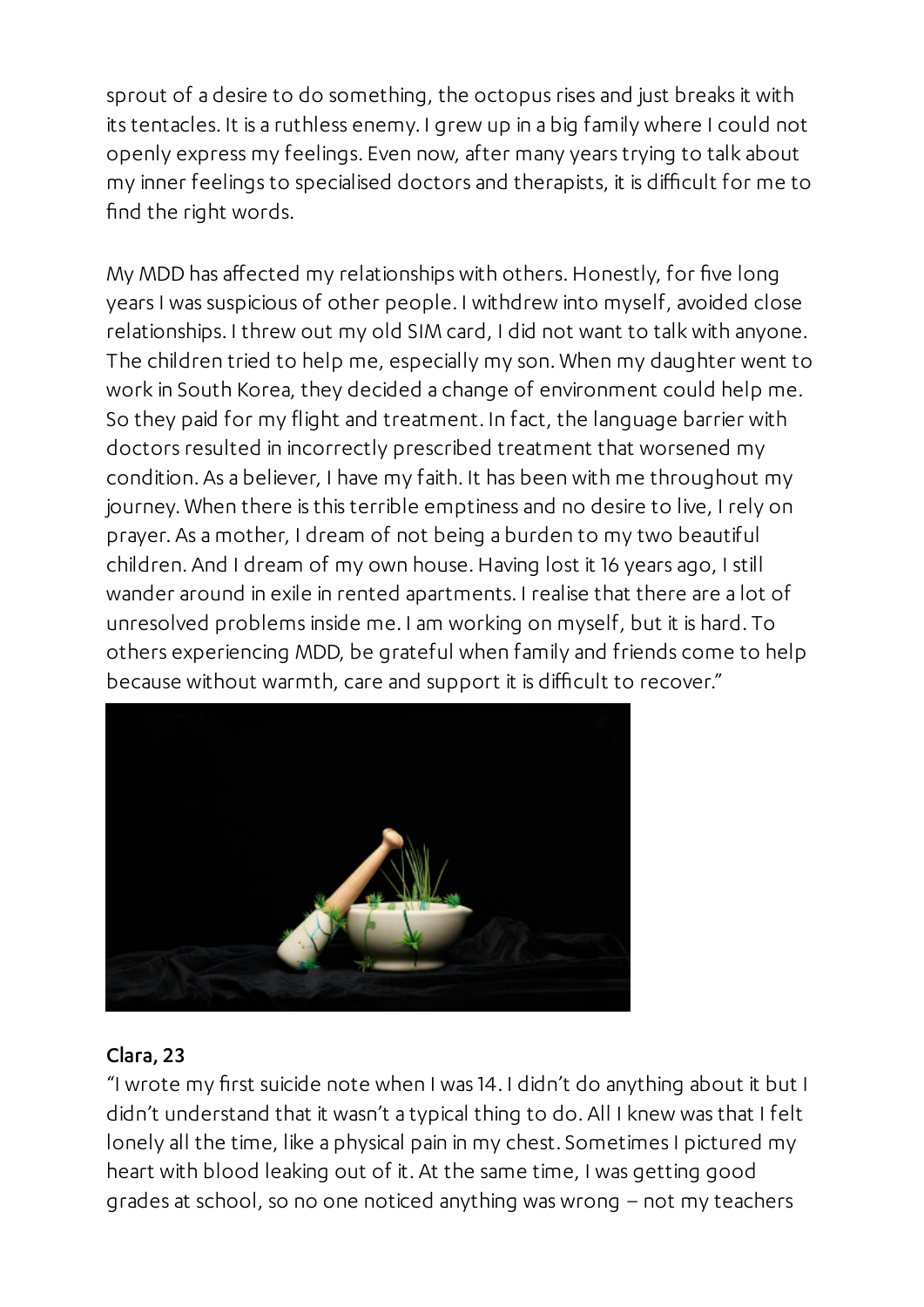sprout of a desire to do something, the octopus rises and just breaks it with its tentacles. It is a ruthless enemy. I grew up in a big family where I could not openly express my feelings. Even now, after many years trying to talk about my inner feelings to specialised doctors and therapists, it is difficult for me to find the right words.

My MDD has affected my relationships with others. Honestly, for five long years I was suspicious of other people. I withdrew into myself, avoided close relationships. I threw out my old SIM card, I did not want to talk with anyone. The children tried to help me, especially my son. When my daughter went to work in South Korea, they decided a change of environment could help me. So they paid for my flight and treatment. In fact, the language barrier with doctors resulted in incorrectly prescribed treatment that worsened my condition. As a believer, I have my faith. It has been with me throughout my journey. When there is this terrible emptiness and no desire to live, I rely on prayer. As a mother, I dream of not being a burden to my two beautiful children. And I dream of my own house. Having lost it 16 years ago, I still wander around in exile in rented apartments. I realise that there are a lot of unresolved problems inside me. I am working on myself, but it is hard. To others experiencing MDD, be grateful when family and friends come to help because without warmth, care and support it is difficult to recover."

**Clara, 23**

"I wrote my first suicide note when I was 14. I didn't do anything about it but I didn't understand that it wasn't a typical thing to do. All I knew was that I felt lonely all the time, like a physical pain in my chest. Sometimes I pictured my heart with blood leaking out of it. At the same time, I was getting good grades at school, so no one noticed anything was wrong – not my teachers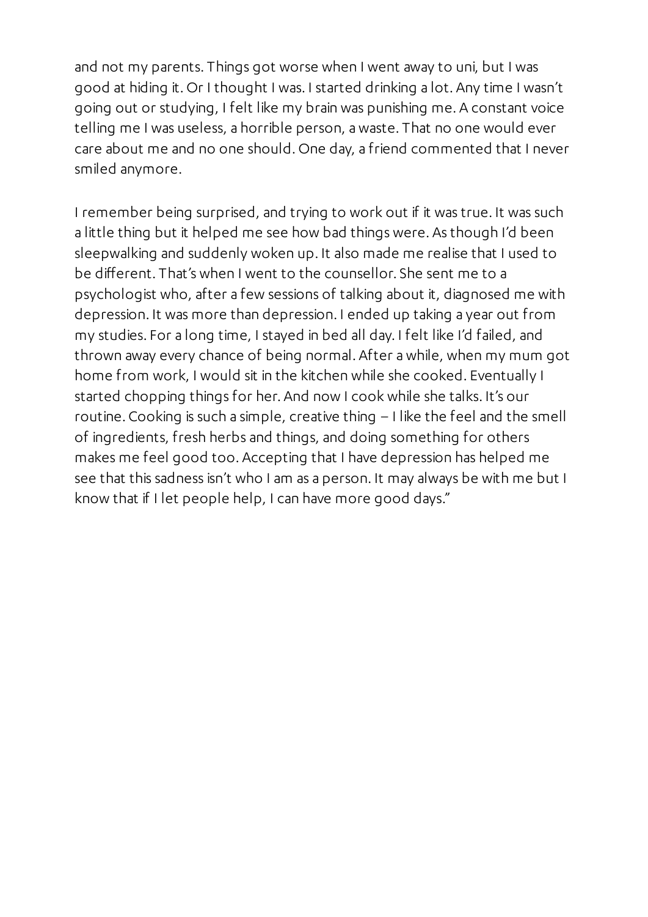and not my parents. Things got worse when I went away to uni, but I was good at hiding it. Or I thought I was. I started drinking a lot. Any time I wasn't going out or studying, I felt like my brain was punishing me. A constant voice telling me I was useless, a horrible person, a waste. That no one would ever care about me and no one should. One day, a friend commented that I never smiled anymore.

I remember being surprised, and trying to work out if it was true. It was such a little thing but it helped me see how bad things were. As though I'd been sleepwalking and suddenly woken up. It also made me realise that I used to be different. That's when I went to the counsellor. She sent me to a psychologist who, after a few sessions of talking about it, diagnosed me with depression. It was more than depression. I ended up taking a year out from my studies. For a long time, I stayed in bed all day. I felt like I'd failed, and thrown away every chance of being normal. After a while, when my mum got home from work, I would sit in the kitchen while she cooked. Eventually I started chopping things for her. And now I cook while she talks. It's our routine. Cooking is such a simple, creative thing – I like the feel and the smell of ingredients, fresh herbs and things, and doing something for others makes me feel good too. Accepting that I have depression has helped me see that this sadness isn't who I am as a person. It may always be with me but I know that if I let people help, I can have more good days."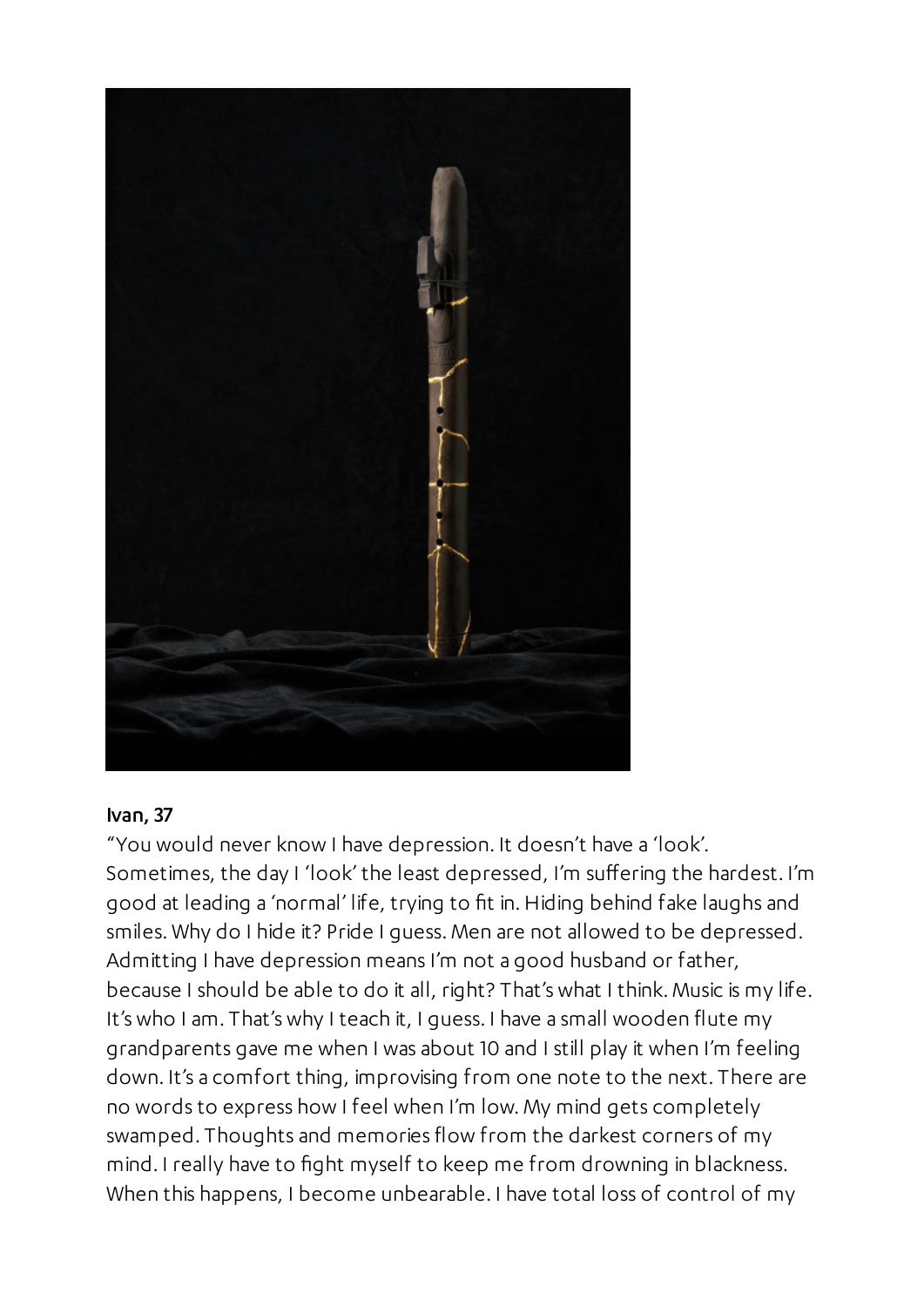**Ivan, 37**

"You would never know I have depression. It doesn't have a 'look'. Sometimes, the day I 'look' the least depressed, I'm suffering the hardest. I'm good at leading a 'normal' life, trying to fit in. Hiding behind fake laughs and smiles. Why do I hide it? Pride I guess. Men are not allowed to be depressed. Admitting I have depression means I'm not a good husband or father, because I should be able to do it all, right? That's what I think. Music is my life. It's who I am. That's why I teach it, I guess. I have a small wooden flute my grandparents gave me when I was about 10 and I still play it when I'm feeling down. It's a comfort thing, improvising from one note to the next. There are no words to express how I feel when I'm low. My mind gets completely swamped. Thoughts and memories flow from the darkest corners of my mind. I really have to fight myself to keep me from drowning in blackness. When this happens, I become unbearable. I have total loss of control of my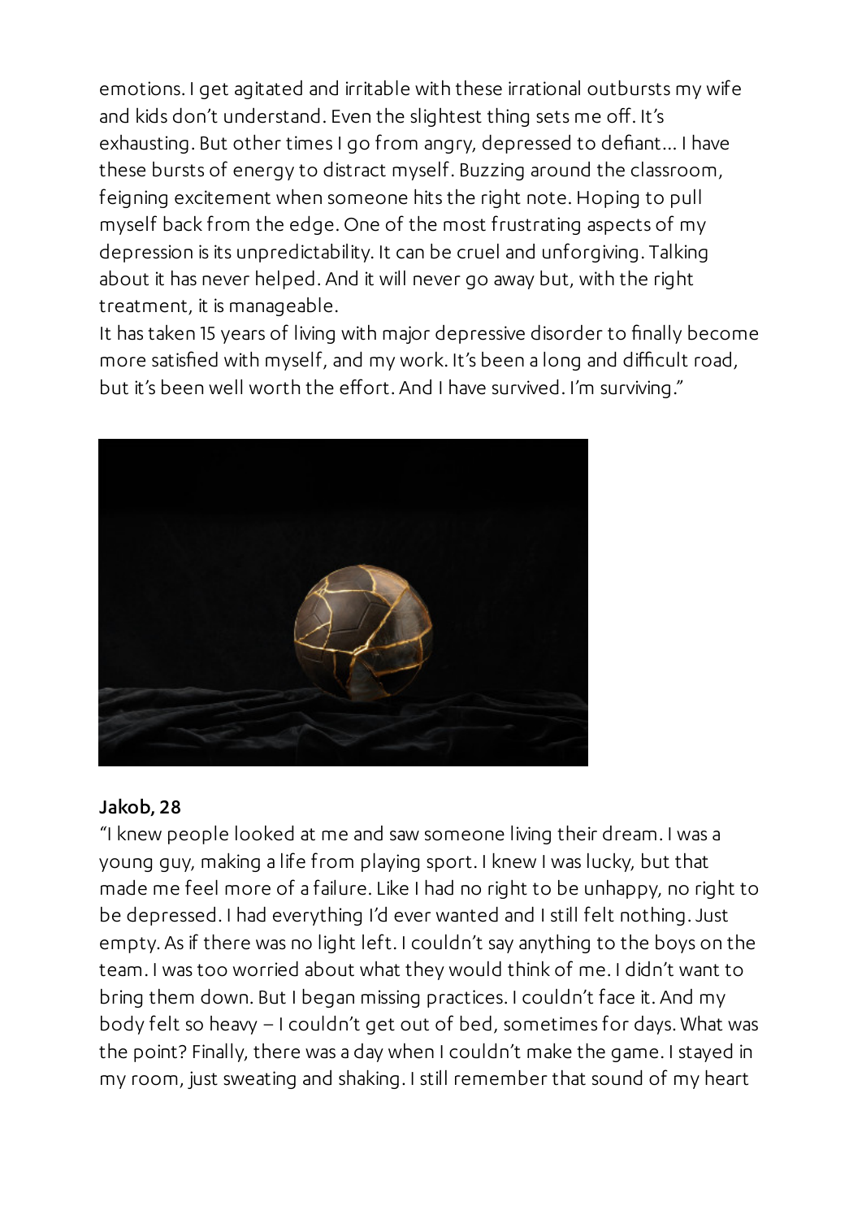emotions. I get agitated and irritable with these irrational outbursts my wife and kids don't understand. Even the slightest thing sets me off. It's exhausting. But other times I go from angry, depressed to defiant... I have these bursts of energy to distract myself. Buzzing around the classroom, feigning excitement when someone hits the right note. Hoping to pull myself back from the edge. One of the most frustrating aspects of my depression is its unpredictability. It can be cruel and unforgiving. Talking about it has never helped. And it will never go away but, with the right treatment, it is manageable.

It has taken 15 years of living with major depressive disorder to finally become more satisfied with myself, and my work. It's been a long and difficult road, but it's been well worth the effort. And I have survived. I'm surviving."

**Jakob, 28**

"I knew people looked at me and saw someone living their dream. I was a young guy, making a life from playing sport. I knew I was lucky, but that made me feel more of a failure. Like I had no right to be unhappy, no right to be depressed. I had everything I'd ever wanted and I still felt nothing. Just empty. As if there was no light left. I couldn't say anything to the boys on the team. I was too worried about what they would think of me. I didn't want to bring them down. But I began missing practices. I couldn't face it. And my body felt so heavy – I couldn't get out of bed, sometimes for days. What was the point? Finally, there was a day when I couldn't make the game. I stayed in my room, just sweating and shaking. I still remember that sound of my heart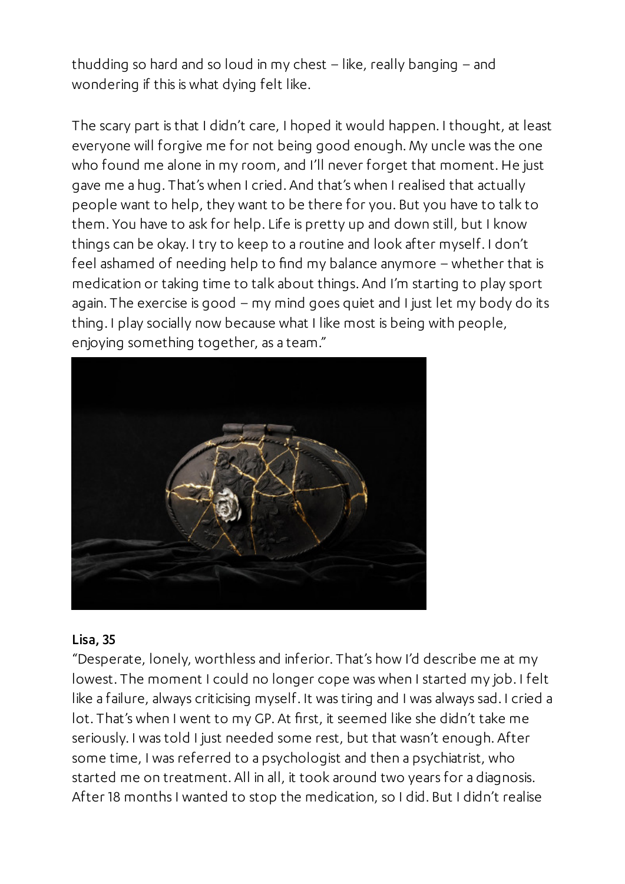thudding so hard and so loud in my chest – like, really banging – and wondering if this is what dying felt like.

The scary part is that I didn't care, I hoped it would happen. I thought, at least everyone will forgive me for not being good enough. My uncle was the one who found me alone in my room, and I'll never forget that moment. He just gave me a hug. That's when I cried. And that's when I realised that actually people want to help, they want to be there for you. But you have to talk to them. You have to ask for help. Life is pretty up and down still, but I know things can be okay. I try to keep to a routine and look after myself. I don't feel ashamed of needing help to find my balance anymore – whether that is medication or taking time to talk about things. And I'm starting to play sport again. The exercise is good – my mind goes quiet and I just let my body do its thing. I play socially now because what I like most is being with people, enjoying something together, as a team."

**Lisa, 35**

"Desperate, lonely, worthless and inferior. That's how I'd describe me at my lowest. The moment I could no longer cope was when I started my job. I felt like a failure, always criticising myself. It was tiring and I was always sad. I cried a lot. That's when I went to my GP. At first, it seemed like she didn't take me seriously. I was told I just needed some rest, but that wasn't enough. After some time, I was referred to a psychologist and then a psychiatrist, who started me on treatment. All in all, it took around two years for a diagnosis. After 18 months I wanted to stop the medication, so I did. But I didn't realise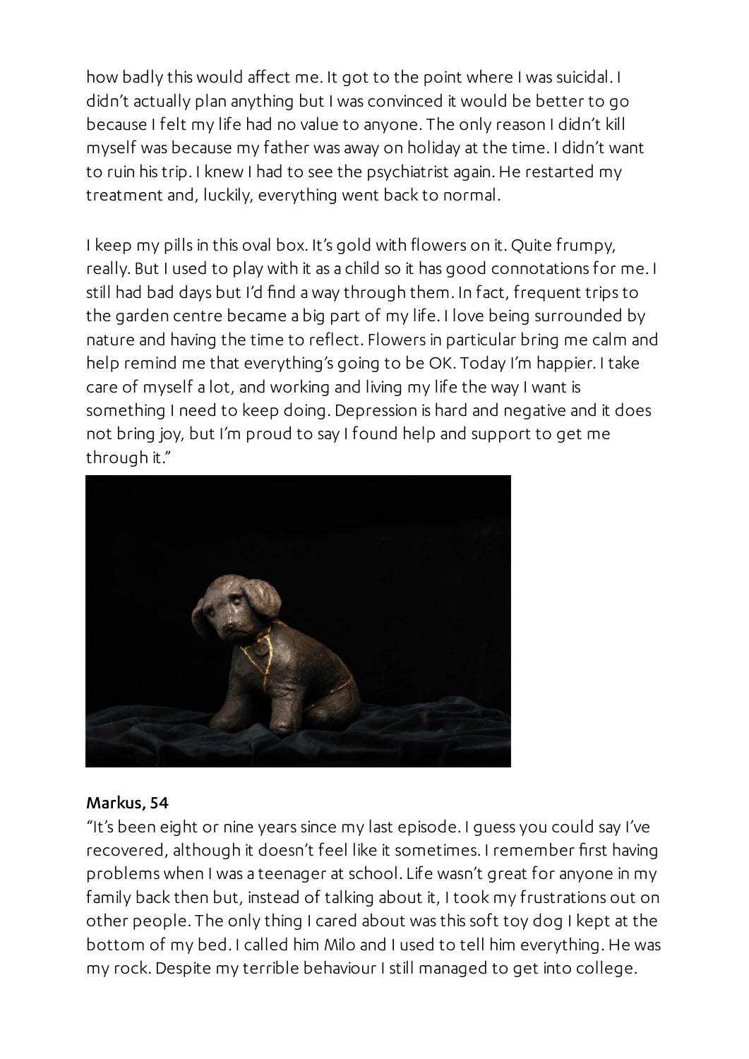how badly this would affect me. It got to the point where I was suicidal. I didn't actually plan anything but I was convinced it would be better to go because I felt my life had no value to anyone. The only reason I didn't kill myself was because my father was away on holiday at the time. I didn't want to ruin his trip. I knew I had to see the psychiatrist again. He restarted my treatment and, luckily, everything went back to normal.

I keep my pills in this oval box. It's gold with flowers on it. Quite frumpy, really. But I used to play with it as a child so it has good connotations for me. I still had bad days but I'd find a way through them. In fact, frequent trips to the garden centre became a big part of my life. I love being surrounded by nature and having the time to reflect. Flowers in particular bring me calm and help remind me that everything's going to be OK. Today I'm happier. I take care of myself a lot, and working and living my life the way I want is something I need to keep doing. Depression is hard and negative and it does not bring joy, but I'm proud to say I found help and support to get me through it."

**Markus, 54**

"It's been eight or nine years since my last episode. I guess you could say I've recovered, although it doesn't feel like it sometimes. I remember first having problems when I was a teenager at school. Life wasn't great for anyone in my family back then but, instead of talking about it, I took my frustrations out on other people. The only thing I cared about was this soft toy dog I kept at the bottom of my bed. I called him Milo and I used to tell him everything. He was my rock. Despite my terrible behaviour I still managed to get into college.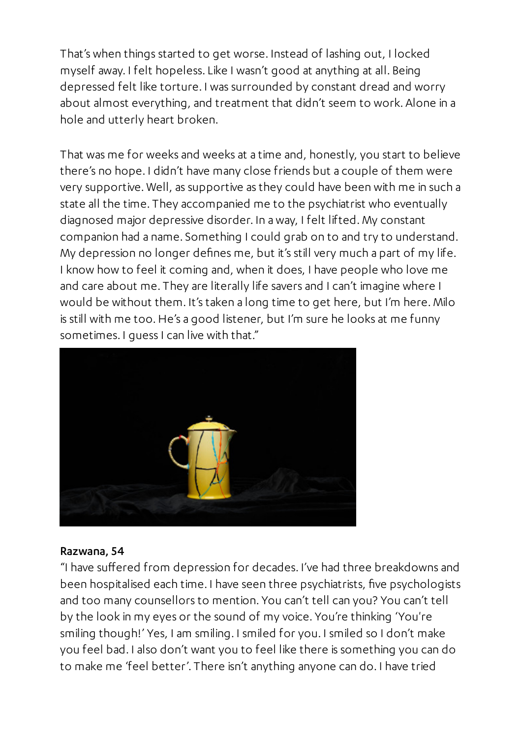That's when things started to get worse. Instead of lashing out, I locked myself away. I felt hopeless. Like I wasn't good at anything at all. Being depressed felt like torture. I was surrounded by constant dread and worry about almost everything, and treatment that didn't seem to work. Alone in a hole and utterly heart broken.

That was me for weeks and weeks at a time and, honestly, you start to believe there's no hope. I didn't have many close friends but a couple of them were very supportive. Well, as supportive as they could have been with me in such a state all the time. They accompanied me to the psychiatrist who eventually diagnosed major depressive disorder. In a way, I felt lifted. My constant companion had a name. Something I could grab on to and try to understand. My depression no longer defines me, but it's still very much a part of my life. I know how to feel it coming and, when it does, I have people who love me and care about me. They are literally life savers and I can't imagine where I would be without them. It's taken a long time to get here, but I'm here. Milo is still with me too. He's a good listener, but I'm sure he looks at me funny sometimes. I guess I can live with that."

**Razwana, 54**

"I have suffered from depression for decades. I've had three breakdowns and been hospitalised each time. I have seen three psychiatrists, five psychologists and too many counsellors to mention. You can't tell can you? You can't tell by the look in my eyes or the sound of my voice. You're thinking 'You're smiling though!' Yes, I am smiling. I smiled for you. I smiled so I don't make you feel bad. I also don't want you to feel like there is something you can do to make me 'feel better'. There isn't anything anyone can do. I have tried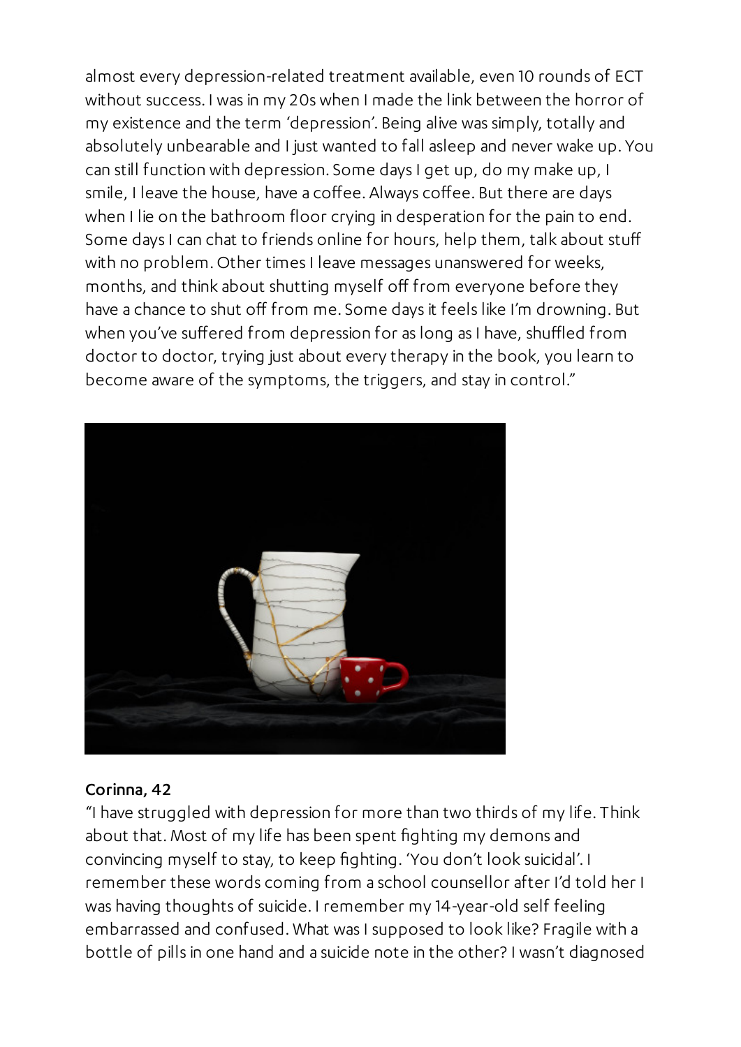almost every depression-related treatment available, even 10 rounds of ECT without success. I was in my 20s when I made the link between the horror of my existence and the term 'depression'. Being alive was simply, totally and absolutely unbearable and I just wanted to fall asleep and never wake up. You can still function with depression. Some days I get up, do my make up, I smile, I leave the house, have a coffee. Always coffee. But there are days when I lie on the bathroom floor crying in desperation for the pain to end. Some days I can chat to friends online for hours, help them, talk about stuff with no problem. Other times I leave messages unanswered for weeks, months, and think about shutting myself off from everyone before they have a chance to shut off from me. Some days it feels like I'm drowning. But when you've suffered from depression for as long as I have, shuffled from doctor to doctor, trying just about every therapy in the book, you learn to become aware of the symptoms, the triggers, and stay in control."

**Corinna, 42**

"I have struggled with depression for more than two thirds of my life. Think about that. Most of my life has been spent fighting my demons and convincing myself to stay, to keep fighting. 'You don't look suicidal'. I remember these words coming from a school counsellor after I'd told her I was having thoughts of suicide. I remember my 14-year-old self feeling embarrassed and confused. What was I supposed to look like? Fragile with a bottle of pills in one hand and a suicide note in the other? I wasn't diagnosed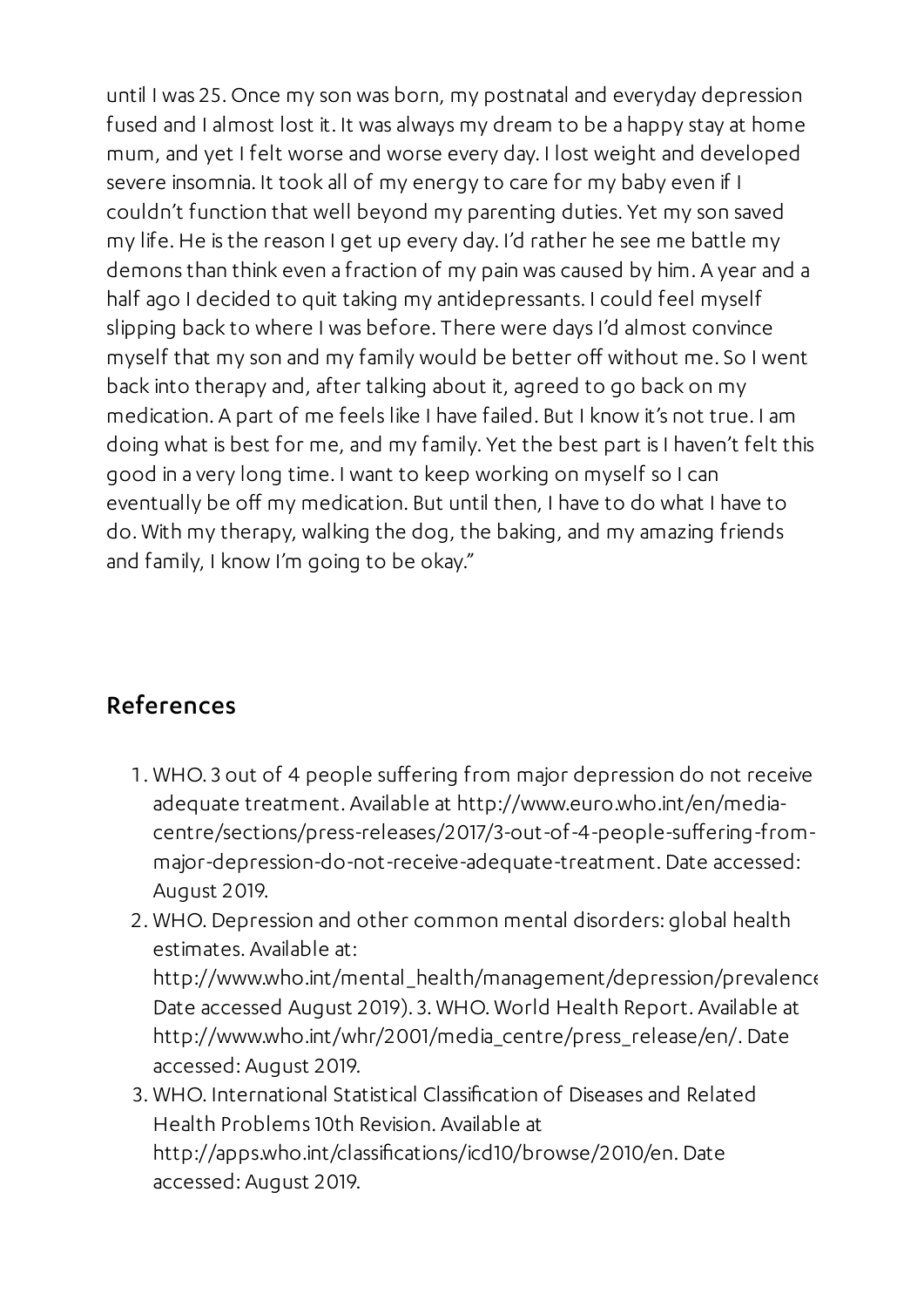until I was 25. Once my son was born, my postnatal and everyday depression fused and I almost lost it. It was always my dream to be a happy stay at home mum, and yet I felt worse and worse every day. I lost weight and developed severe insomnia. It took all of my energy to care for my baby even if I couldn't function that well beyond my parenting duties. Yet my son saved my life. He is the reason I get up every day. I'd rather he see me battle my demons than think even a fraction of my pain was caused by him. A year and a half ago I decided to quit taking my antidepressants. I could feel myself slipping back to where I was before. There were days I'd almost convince myself that my son and my family would be better off without me. So I went back into therapy and, after talking about it, agreed to go back on my medication. A part of me feels like I have failed. But I know it's not true. I am doing what is best for me, and my family. Yet the best part is I haven't felt this good in a very long time. I want to keep working on myself so I can eventually be off my medication. But until then, I have to do what I have to do. With my therapy, walking the dog, the baking, and my amazing friends and family, I know I'm going to be okay."

## References

1. WHO. 3 out of 4 people suffering from major depression do not receive adequate treatment. Available at http://www.euro.who.int/en/media-centre/sections/press-releases/2017/3-out-of-4-people-suffering-from-major-depression-do-not-receive-adequate-treatment. Date accessed: August 2019.
2. WHO. Depression and other common mental disorders: global health estimates. Available at: http://www.who.int/mental_health/management/depression/prevalence Date accessed August 2019). 3. WHO. World Health Report. Available at http://www.who.int/whr/2001/media_centre/press_release/en/. Date accessed: August 2019.
3. WHO. International Statistical Classification of Diseases and Related Health Problems 10th Revision. Available at http://apps.who.int/classifications/icd10/browse/2010/en. Date accessed: August 2019.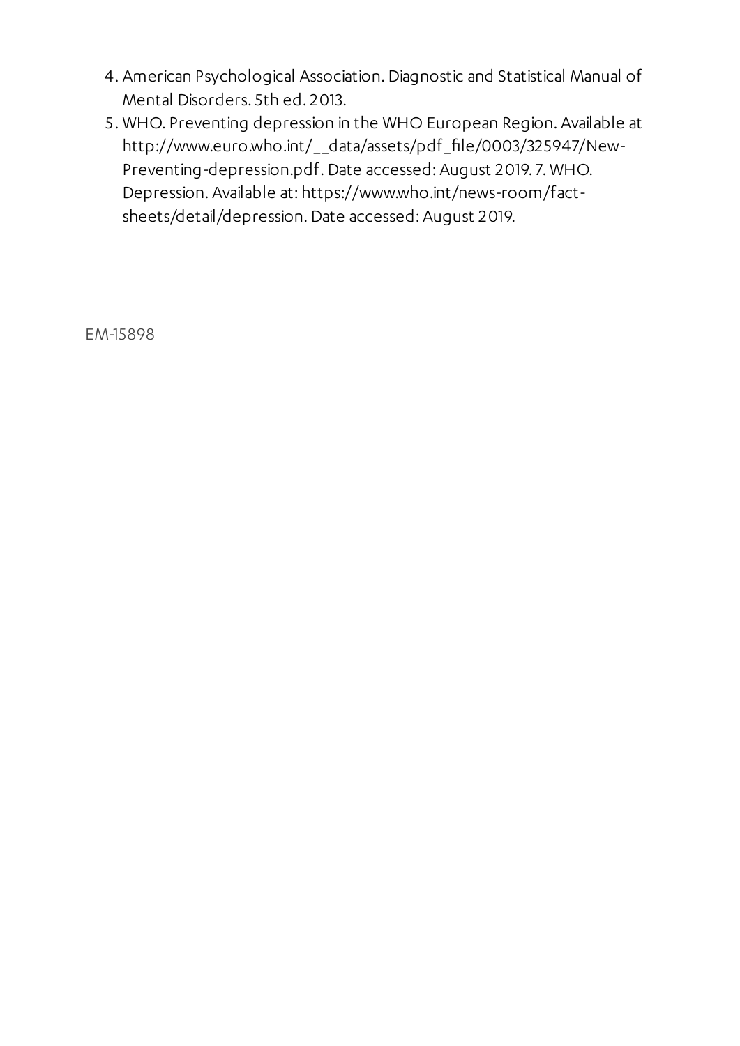4. American Psychological Association. Diagnostic and Statistical Manual of Mental Disorders. 5th ed. 2013.
5. WHO. Preventing depression in the WHO European Region. Available at http://www.euro.who.int/__data/assets/pdf_file/0003/325947/New-Preventing-depression.pdf. Date accessed: August 2019. 7. WHO. Depression. Available at: https://www.who.int/news-room/fact-sheets/detail/depression. Date accessed: August 2019.

EM-15898